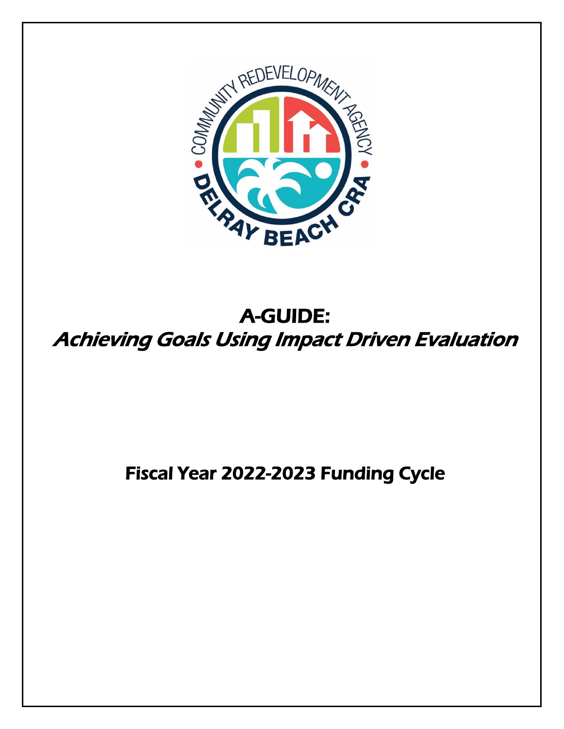# A-GUIDE:

## *Achieving Goals Using Impact Driven Evaluation*

### Fiscal Year 2022-2023 Funding Cycle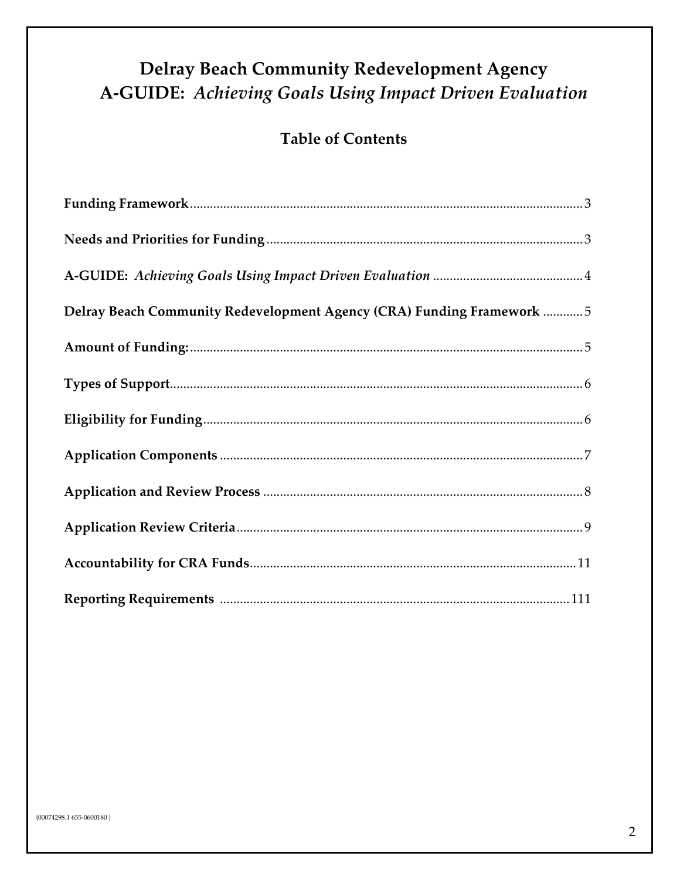# Delray Beach Community Redevelopment Agency
# A-GUIDE: *Achieving Goals Using Impact Driven Evaluation*

## Table of Contents

**Funding Framework** .......... 3

**Needs and Priorities for Funding** .......... 3

**A-GUIDE:** ***Achieving Goals Using Impact Driven Evaluation*** .......... 4

**Delray Beach Community Redevelopment Agency (CRA) Funding Framework** .......... 5

**Amount of Funding:** .......... 5

**Types of Support** .......... 6

**Eligibility for Funding** .......... 6

**Application Components** .......... 7

**Application and Review Process** .......... 8

**Application Review Criteria** .......... 9

**Accountability for CRA Funds** .......... 11

**Reporting Requirements** .......... 111

{00074298.1 655-0600180 }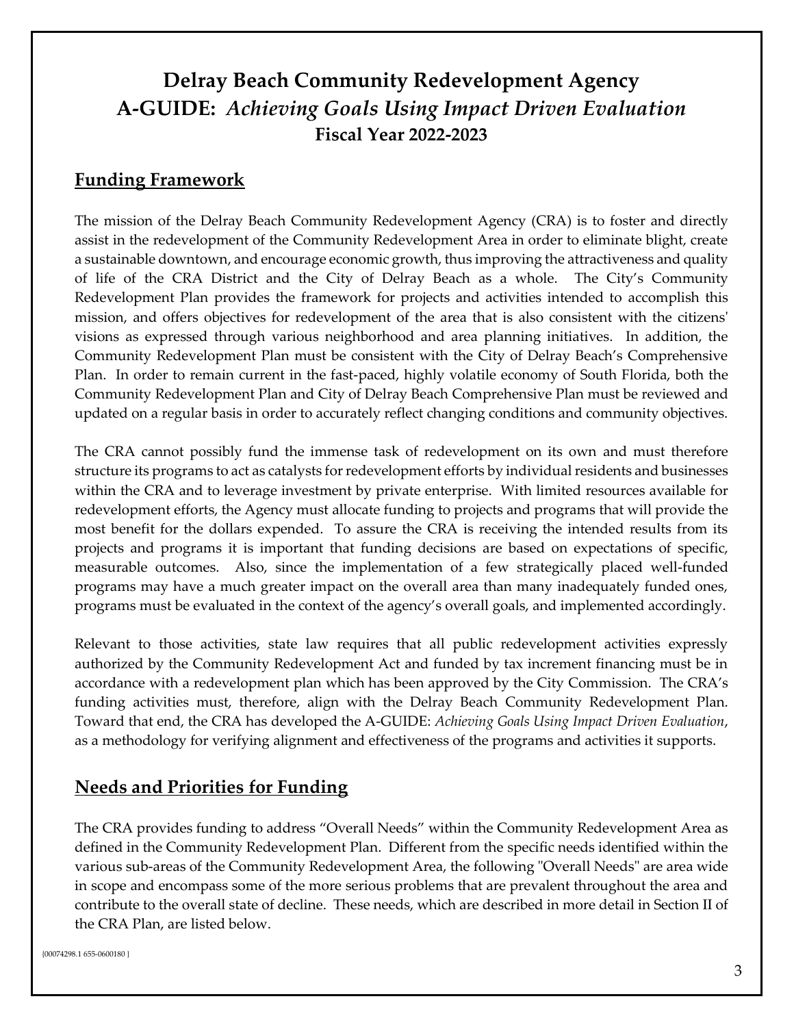# Delray Beach Community Redevelopment Agency
# A-GUIDE: *Achieving Goals Using Impact Driven Evaluation*
### Fiscal Year 2022-2023

## Funding Framework

The mission of the Delray Beach Community Redevelopment Agency (CRA) is to foster and directly assist in the redevelopment of the Community Redevelopment Area in order to eliminate blight, create a sustainable downtown, and encourage economic growth, thus improving the attractiveness and quality of life of the CRA District and the City of Delray Beach as a whole. The City's Community Redevelopment Plan provides the framework for projects and activities intended to accomplish this mission, and offers objectives for redevelopment of the area that is also consistent with the citizens' visions as expressed through various neighborhood and area planning initiatives. In addition, the Community Redevelopment Plan must be consistent with the City of Delray Beach's Comprehensive Plan. In order to remain current in the fast-paced, highly volatile economy of South Florida, both the Community Redevelopment Plan and City of Delray Beach Comprehensive Plan must be reviewed and updated on a regular basis in order to accurately reflect changing conditions and community objectives.

The CRA cannot possibly fund the immense task of redevelopment on its own and must therefore structure its programs to act as catalysts for redevelopment efforts by individual residents and businesses within the CRA and to leverage investment by private enterprise. With limited resources available for redevelopment efforts, the Agency must allocate funding to projects and programs that will provide the most benefit for the dollars expended. To assure the CRA is receiving the intended results from its projects and programs it is important that funding decisions are based on expectations of specific, measurable outcomes. Also, since the implementation of a few strategically placed well-funded programs may have a much greater impact on the overall area than many inadequately funded ones, programs must be evaluated in the context of the agency's overall goals, and implemented accordingly.

Relevant to those activities, state law requires that all public redevelopment activities expressly authorized by the Community Redevelopment Act and funded by tax increment financing must be in accordance with a redevelopment plan which has been approved by the City Commission. The CRA's funding activities must, therefore, align with the Delray Beach Community Redevelopment Plan. Toward that end, the CRA has developed the A-GUIDE: *Achieving Goals Using Impact Driven Evaluation*, as a methodology for verifying alignment and effectiveness of the programs and activities it supports.

## Needs and Priorities for Funding

The CRA provides funding to address "Overall Needs" within the Community Redevelopment Area as defined in the Community Redevelopment Plan. Different from the specific needs identified within the various sub-areas of the Community Redevelopment Area, the following "Overall Needs" are area wide in scope and encompass some of the more serious problems that are prevalent throughout the area and contribute to the overall state of decline. These needs, which are described in more detail in Section II of the CRA Plan, are listed below.

{00074298.1 655-0600180 }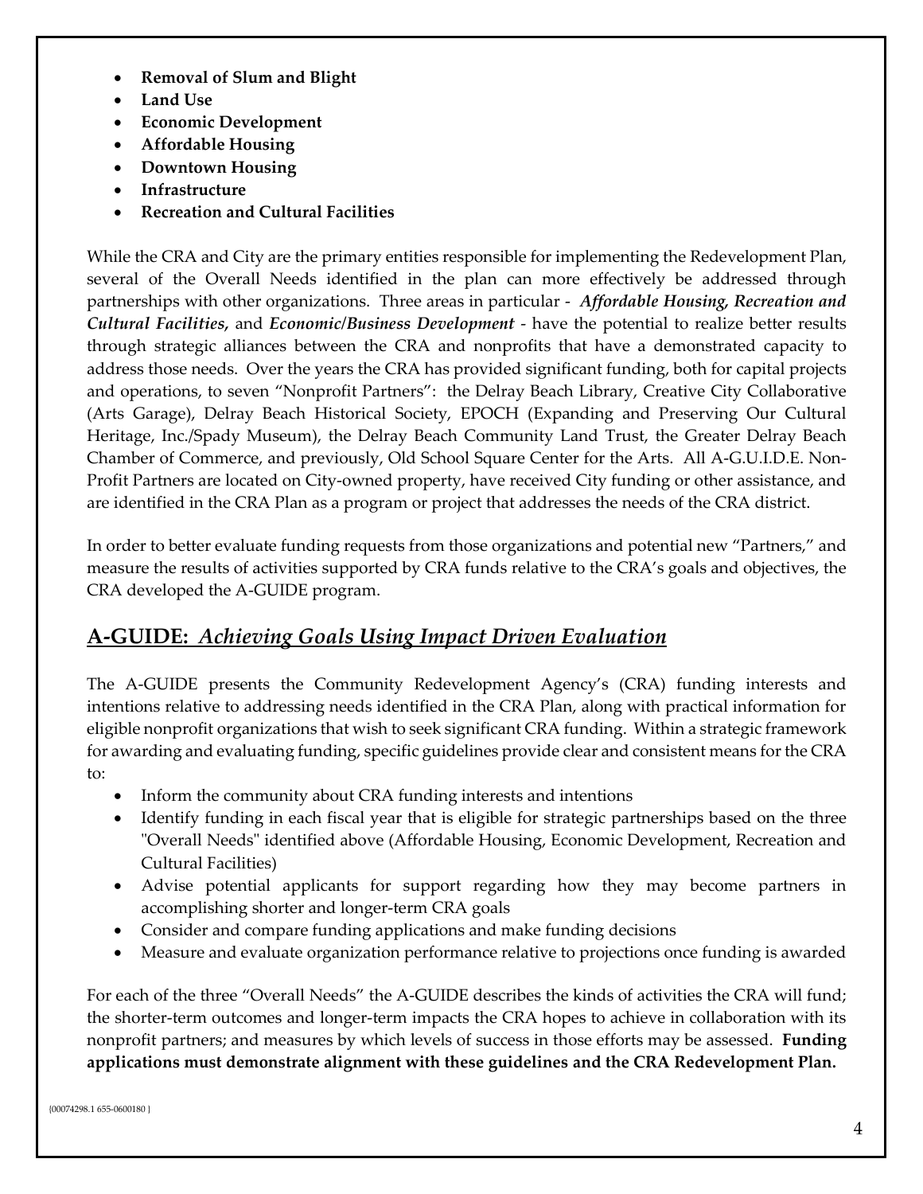- **Removal of Slum and Blight**
- **Land Use**
- **Economic Development**
- **Affordable Housing**
- **Downtown Housing**
- **Infrastructure**
- **Recreation and Cultural Facilities**

While the CRA and City are the primary entities responsible for implementing the Redevelopment Plan, several of the Overall Needs identified in the plan can more effectively be addressed through partnerships with other organizations. Three areas in particular - ***Affordable Housing, Recreation and Cultural Facilities,*** and ***Economic/Business Development*** - have the potential to realize better results through strategic alliances between the CRA and nonprofits that have a demonstrated capacity to address those needs. Over the years the CRA has provided significant funding, both for capital projects and operations, to seven "Nonprofit Partners": the Delray Beach Library, Creative City Collaborative (Arts Garage), Delray Beach Historical Society, EPOCH (Expanding and Preserving Our Cultural Heritage, Inc./Spady Museum), the Delray Beach Community Land Trust, the Greater Delray Beach Chamber of Commerce, and previously, Old School Square Center for the Arts. All A-G.U.I.D.E. Non-Profit Partners are located on City-owned property, have received City funding or other assistance, and are identified in the CRA Plan as a program or project that addresses the needs of the CRA district.

In order to better evaluate funding requests from those organizations and potential new "Partners," and measure the results of activities supported by CRA funds relative to the CRA's goals and objectives, the CRA developed the A-GUIDE program.

## A-GUIDE: *Achieving Goals Using Impact Driven Evaluation*

The A-GUIDE presents the Community Redevelopment Agency's (CRA) funding interests and intentions relative to addressing needs identified in the CRA Plan, along with practical information for eligible nonprofit organizations that wish to seek significant CRA funding. Within a strategic framework for awarding and evaluating funding, specific guidelines provide clear and consistent means for the CRA to:

- Inform the community about CRA funding interests and intentions
- Identify funding in each fiscal year that is eligible for strategic partnerships based on the three "Overall Needs" identified above (Affordable Housing, Economic Development, Recreation and Cultural Facilities)
- Advise potential applicants for support regarding how they may become partners in accomplishing shorter and longer-term CRA goals
- Consider and compare funding applications and make funding decisions
- Measure and evaluate organization performance relative to projections once funding is awarded

For each of the three "Overall Needs" the A-GUIDE describes the kinds of activities the CRA will fund; the shorter-term outcomes and longer-term impacts the CRA hopes to achieve in collaboration with its nonprofit partners; and measures by which levels of success in those efforts may be assessed. **Funding applications must demonstrate alignment with these guidelines and the CRA Redevelopment Plan.**

{00074298.1 655-0600180 }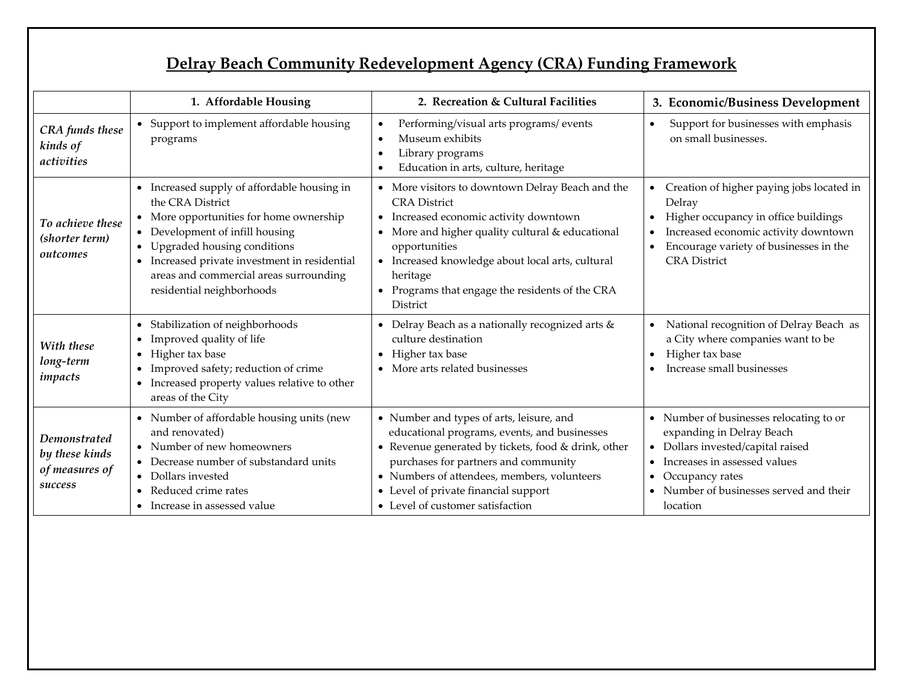# Delray Beach Community Redevelopment Agency (CRA) Funding Framework

| | 1. Affordable Housing | 2. Recreation & Cultural Facilities | 3. Economic/Business Development |
|---|---|---|---|
| *CRA funds these kinds of activities* | • Support to implement affordable housing programs | • Performing/visual arts programs/ events<br>• Museum exhibits<br>• Library programs<br>• Education in arts, culture, heritage | • Support for businesses with emphasis on small businesses. |
| *To achieve these (shorter term) outcomes* | • Increased supply of affordable housing in the CRA District<br>• More opportunities for home ownership<br>• Development of infill housing<br>• Upgraded housing conditions<br>• Increased private investment in residential areas and commercial areas surrounding residential neighborhoods | • More visitors to downtown Delray Beach and the CRA District<br>• Increased economic activity downtown<br>• More and higher quality cultural & educational opportunities<br>• Increased knowledge about local arts, cultural heritage<br>• Programs that engage the residents of the CRA District | • Creation of higher paying jobs located in Delray<br>• Higher occupancy in office buildings<br>• Increased economic activity downtown<br>• Encourage variety of businesses in the CRA District |
| *With these long-term impacts* | • Stabilization of neighborhoods<br>• Improved quality of life<br>• Higher tax base<br>• Improved safety; reduction of crime<br>• Increased property values relative to other areas of the City | • Delray Beach as a nationally recognized arts & culture destination<br>• Higher tax base<br>• More arts related businesses | • National recognition of Delray Beach as a City where companies want to be<br>• Higher tax base<br>• Increase small businesses |
| *Demonstrated by these kinds of measures of success* | • Number of affordable housing units (new and renovated)<br>• Number of new homeowners<br>• Decrease number of substandard units<br>• Dollars invested<br>• Reduced crime rates<br>• Increase in assessed value | • Number and types of arts, leisure, and educational programs, events, and businesses<br>• Revenue generated by tickets, food & drink, other purchases for partners and community<br>• Numbers of attendees, members, volunteers<br>• Level of private financial support<br>• Level of customer satisfaction | • Number of businesses relocating to or expanding in Delray Beach<br>• Dollars invested/capital raised<br>• Increases in assessed values<br>• Occupancy rates<br>• Number of businesses served and their location |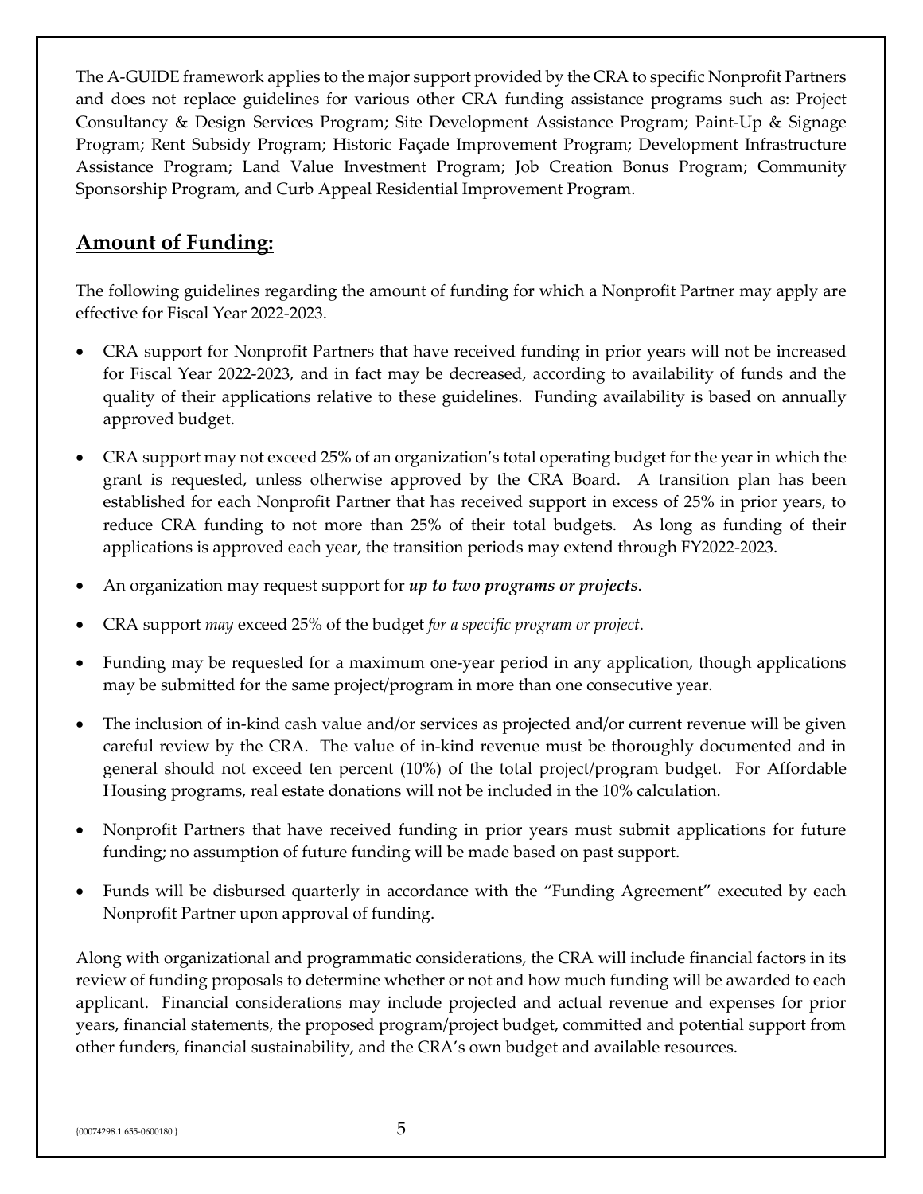The A-GUIDE framework applies to the major support provided by the CRA to specific Nonprofit Partners and does not replace guidelines for various other CRA funding assistance programs such as: Project Consultancy & Design Services Program; Site Development Assistance Program; Paint-Up & Signage Program; Rent Subsidy Program; Historic Façade Improvement Program; Development Infrastructure Assistance Program; Land Value Investment Program; Job Creation Bonus Program; Community Sponsorship Program, and Curb Appeal Residential Improvement Program.

## Amount of Funding:

The following guidelines regarding the amount of funding for which a Nonprofit Partner may apply are effective for Fiscal Year 2022-2023.

- CRA support for Nonprofit Partners that have received funding in prior years will not be increased for Fiscal Year 2022-2023, and in fact may be decreased, according to availability of funds and the quality of their applications relative to these guidelines. Funding availability is based on annually approved budget.
- CRA support may not exceed 25% of an organization's total operating budget for the year in which the grant is requested, unless otherwise approved by the CRA Board. A transition plan has been established for each Nonprofit Partner that has received support in excess of 25% in prior years, to reduce CRA funding to not more than 25% of their total budgets. As long as funding of their applications is approved each year, the transition periods may extend through FY2022-2023.
- An organization may request support for ***up to two programs or projects***.
- CRA support *may* exceed 25% of the budget *for a specific program or project*.
- Funding may be requested for a maximum one-year period in any application, though applications may be submitted for the same project/program in more than one consecutive year.
- The inclusion of in-kind cash value and/or services as projected and/or current revenue will be given careful review by the CRA. The value of in-kind revenue must be thoroughly documented and in general should not exceed ten percent (10%) of the total project/program budget. For Affordable Housing programs, real estate donations will not be included in the 10% calculation.
- Nonprofit Partners that have received funding in prior years must submit applications for future funding; no assumption of future funding will be made based on past support.
- Funds will be disbursed quarterly in accordance with the "Funding Agreement" executed by each Nonprofit Partner upon approval of funding.

Along with organizational and programmatic considerations, the CRA will include financial factors in its review of funding proposals to determine whether or not and how much funding will be awarded to each applicant. Financial considerations may include projected and actual revenue and expenses for prior years, financial statements, the proposed program/project budget, committed and potential support from other funders, financial sustainability, and the CRA's own budget and available resources.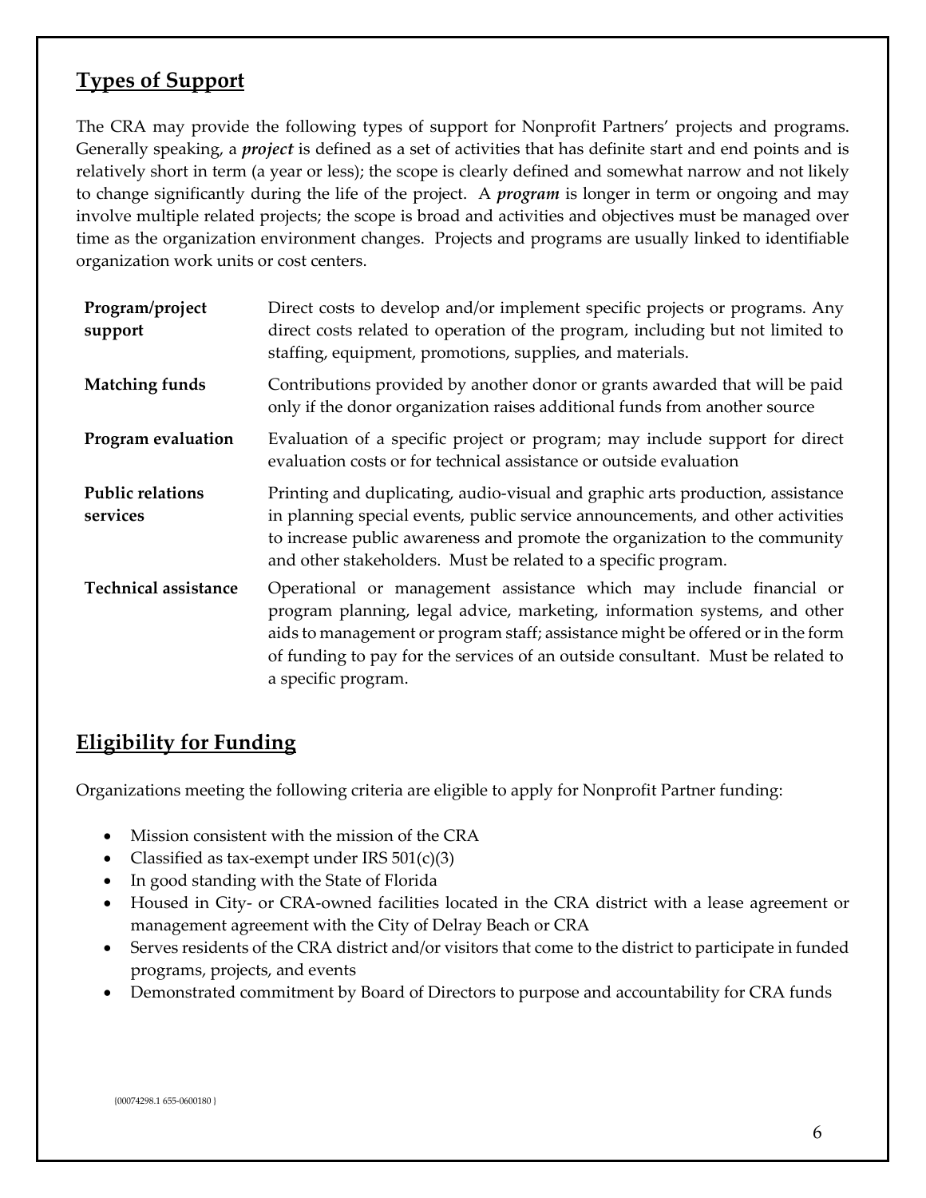## Types of Support

The CRA may provide the following types of support for Nonprofit Partners' projects and programs. Generally speaking, a ***project*** is defined as a set of activities that has definite start and end points and is relatively short in term (a year or less); the scope is clearly defined and somewhat narrow and not likely to change significantly during the life of the project. A ***program*** is longer in term or ongoing and may involve multiple related projects; the scope is broad and activities and objectives must be managed over time as the organization environment changes. Projects and programs are usually linked to identifiable organization work units or cost centers.

| | |
|---|---|
| **Program/project support** | Direct costs to develop and/or implement specific projects or programs. Any direct costs related to operation of the program, including but not limited to staffing, equipment, promotions, supplies, and materials. |
| **Matching funds** | Contributions provided by another donor or grants awarded that will be paid only if the donor organization raises additional funds from another source |
| **Program evaluation** | Evaluation of a specific project or program; may include support for direct evaluation costs or for technical assistance or outside evaluation |
| **Public relations services** | Printing and duplicating, audio-visual and graphic arts production, assistance in planning special events, public service announcements, and other activities to increase public awareness and promote the organization to the community and other stakeholders. Must be related to a specific program. |
| **Technical assistance** | Operational or management assistance which may include financial or program planning, legal advice, marketing, information systems, and other aids to management or program staff; assistance might be offered or in the form of funding to pay for the services of an outside consultant. Must be related to a specific program. |

## Eligibility for Funding

Organizations meeting the following criteria are eligible to apply for Nonprofit Partner funding:

- Mission consistent with the mission of the CRA
- Classified as tax-exempt under IRS 501(c)(3)
- In good standing with the State of Florida
- Housed in City- or CRA-owned facilities located in the CRA district with a lease agreement or management agreement with the City of Delray Beach or CRA
- Serves residents of the CRA district and/or visitors that come to the district to participate in funded programs, projects, and events
- Demonstrated commitment by Board of Directors to purpose and accountability for CRA funds

{00074298.1 655-0600180 }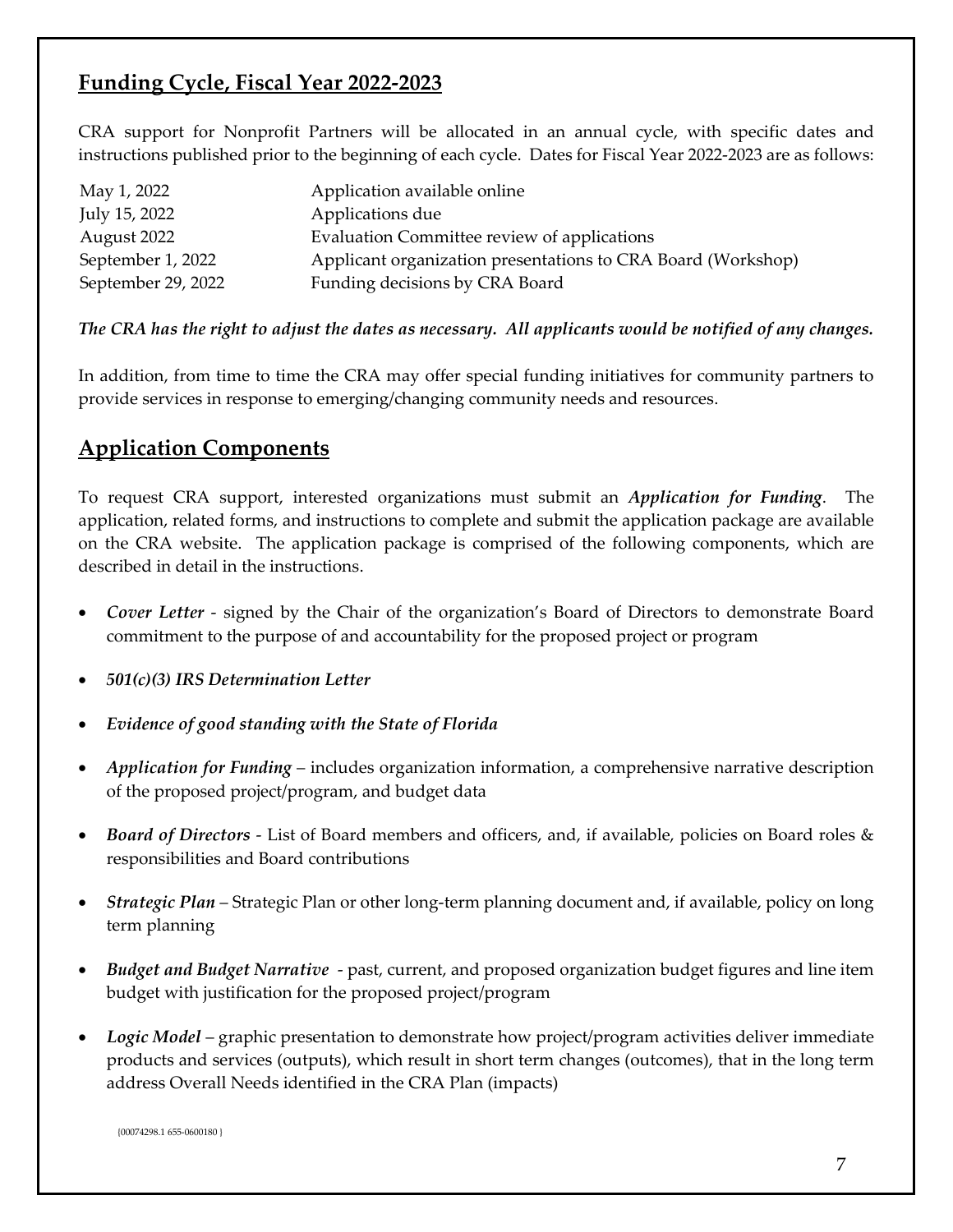## Funding Cycle, Fiscal Year 2022-2023

CRA support for Nonprofit Partners will be allocated in an annual cycle, with specific dates and instructions published prior to the beginning of each cycle. Dates for Fiscal Year 2022-2023 are as follows:

| | |
|---|---|
| May 1, 2022 | Application available online |
| July 15, 2022 | Applications due |
| August 2022 | Evaluation Committee review of applications |
| September 1, 2022 | Applicant organization presentations to CRA Board (Workshop) |
| September 29, 2022 | Funding decisions by CRA Board |

***The CRA has the right to adjust the dates as necessary. All applicants would be notified of any changes.***

In addition, from time to time the CRA may offer special funding initiatives for community partners to provide services in response to emerging/changing community needs and resources.

## Application Components

To request CRA support, interested organizations must submit an ***Application for Funding***. The application, related forms, and instructions to complete and submit the application package are available on the CRA website. The application package is comprised of the following components, which are described in detail in the instructions.

- ***Cover Letter*** - signed by the Chair of the organization's Board of Directors to demonstrate Board commitment to the purpose of and accountability for the proposed project or program
- ***501(c)(3) IRS Determination Letter***
- ***Evidence of good standing with the State of Florida***
- ***Application for Funding*** – includes organization information, a comprehensive narrative description of the proposed project/program, and budget data
- ***Board of Directors*** - List of Board members and officers, and, if available, policies on Board roles & responsibilities and Board contributions
- ***Strategic Plan*** – Strategic Plan or other long-term planning document and, if available, policy on long term planning
- ***Budget and Budget Narrative*** - past, current, and proposed organization budget figures and line item budget with justification for the proposed project/program
- ***Logic Model*** – graphic presentation to demonstrate how project/program activities deliver immediate products and services (outputs), which result in short term changes (outcomes), that in the long term address Overall Needs identified in the CRA Plan (impacts)

{00074298.1 655-0600180 }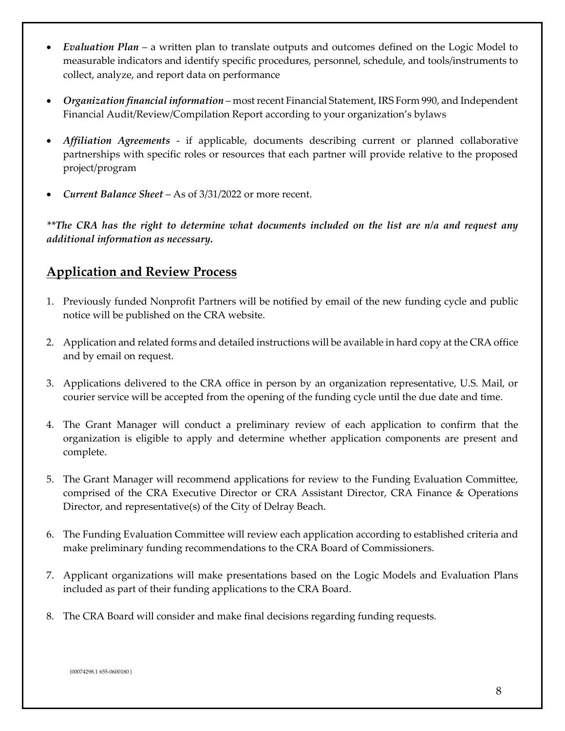- ***Evaluation Plan*** – a written plan to translate outputs and outcomes defined on the Logic Model to measurable indicators and identify specific procedures, personnel, schedule, and tools/instruments to collect, analyze, and report data on performance

- ***Organization financial information*** – most recent Financial Statement, IRS Form 990, and Independent Financial Audit/Review/Compilation Report according to your organization's bylaws

- ***Affiliation Agreements*** - if applicable, documents describing current or planned collaborative partnerships with specific roles or resources that each partner will provide relative to the proposed project/program

- ***Current Balance Sheet*** – As of 3/31/2022 or more recent.

***\*\*The CRA has the right to determine what documents included on the list are n/a and request any additional information as necessary.***

## Application and Review Process

1. Previously funded Nonprofit Partners will be notified by email of the new funding cycle and public notice will be published on the CRA website.

2. Application and related forms and detailed instructions will be available in hard copy at the CRA office and by email on request.

3. Applications delivered to the CRA office in person by an organization representative, U.S. Mail, or courier service will be accepted from the opening of the funding cycle until the due date and time.

4. The Grant Manager will conduct a preliminary review of each application to confirm that the organization is eligible to apply and determine whether application components are present and complete.

5. The Grant Manager will recommend applications for review to the Funding Evaluation Committee, comprised of the CRA Executive Director or CRA Assistant Director, CRA Finance & Operations Director, and representative(s) of the City of Delray Beach.

6. The Funding Evaluation Committee will review each application according to established criteria and make preliminary funding recommendations to the CRA Board of Commissioners.

7. Applicant organizations will make presentations based on the Logic Models and Evaluation Plans included as part of their funding applications to the CRA Board.

8. The CRA Board will consider and make final decisions regarding funding requests.

{00074298.1 655-0600180 }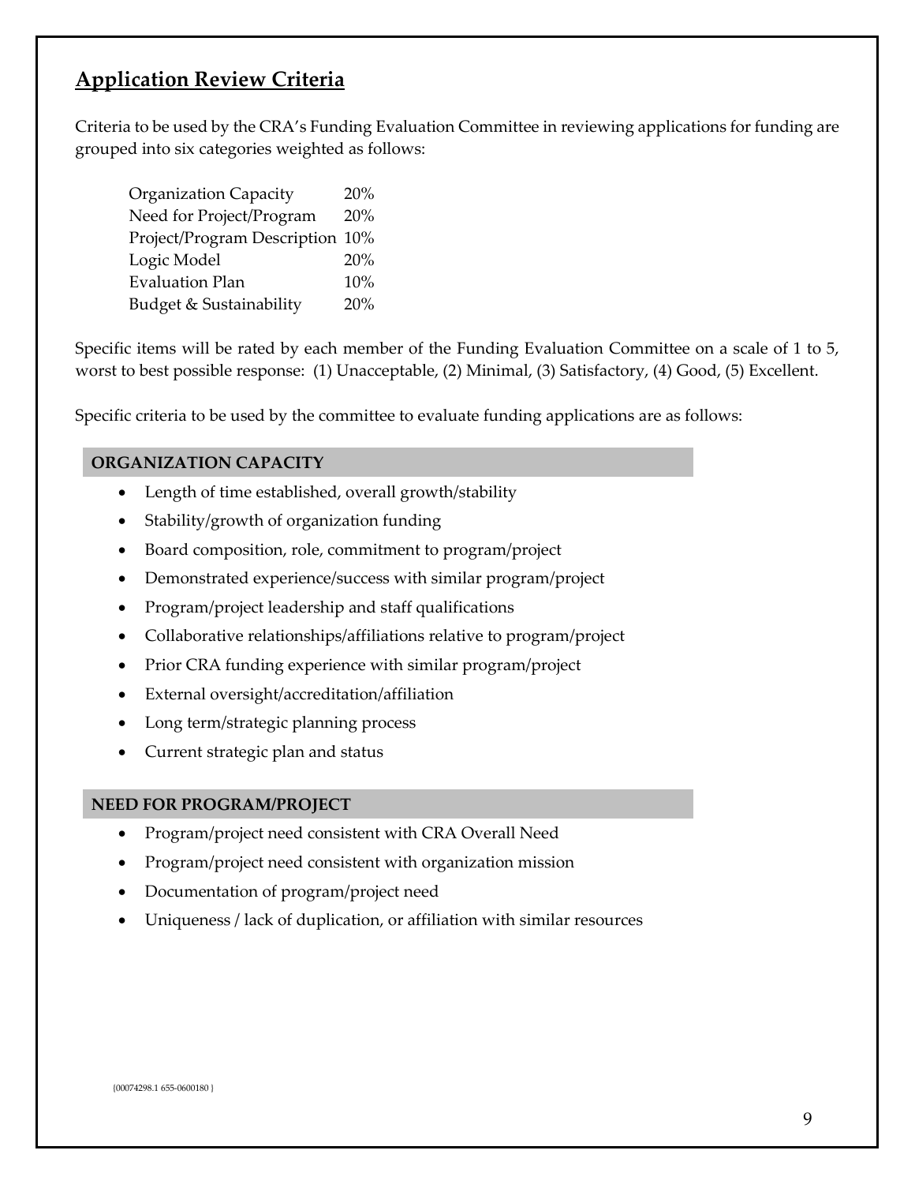## Application Review Criteria

Criteria to be used by the CRA's Funding Evaluation Committee in reviewing applications for funding are grouped into six categories weighted as follows:

| | |
|---|---|
| Organization Capacity | 20% |
| Need for Project/Program | 20% |
| Project/Program Description | 10% |
| Logic Model | 20% |
| Evaluation Plan | 10% |
| Budget & Sustainability | 20% |

Specific items will be rated by each member of the Funding Evaluation Committee on a scale of 1 to 5, worst to best possible response: (1) Unacceptable, (2) Minimal, (3) Satisfactory, (4) Good, (5) Excellent.

Specific criteria to be used by the committee to evaluate funding applications are as follows:

### ORGANIZATION CAPACITY

- Length of time established, overall growth/stability
- Stability/growth of organization funding
- Board composition, role, commitment to program/project
- Demonstrated experience/success with similar program/project
- Program/project leadership and staff qualifications
- Collaborative relationships/affiliations relative to program/project
- Prior CRA funding experience with similar program/project
- External oversight/accreditation/affiliation
- Long term/strategic planning process
- Current strategic plan and status

### NEED FOR PROGRAM/PROJECT

- Program/project need consistent with CRA Overall Need
- Program/project need consistent with organization mission
- Documentation of program/project need
- Uniqueness / lack of duplication, or affiliation with similar resources

{00074298.1 655-0600180 }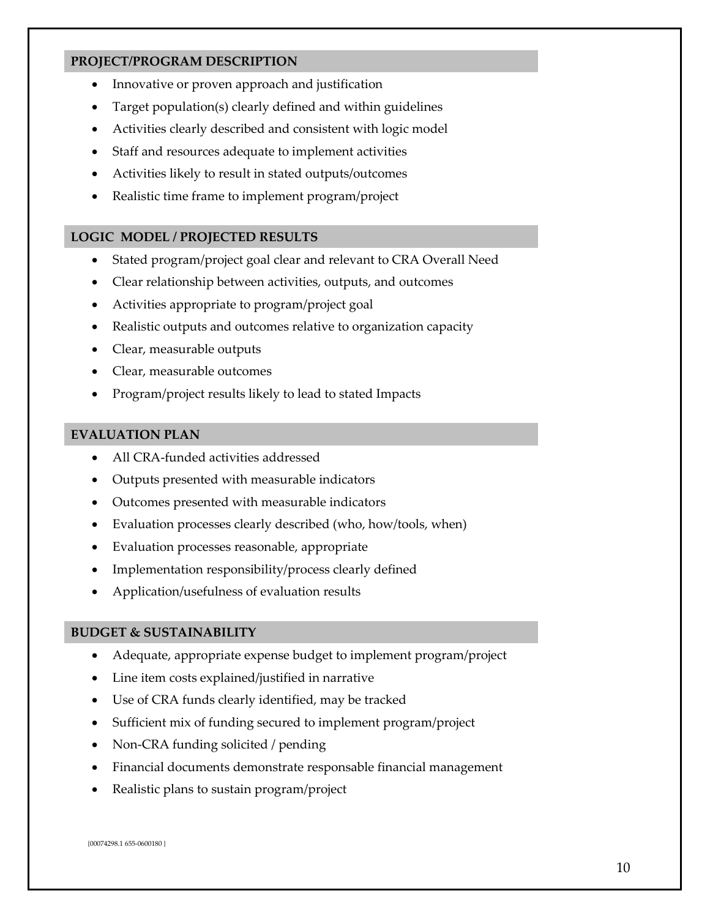## PROJECT/PROGRAM DESCRIPTION

- Innovative or proven approach and justification
- Target population(s) clearly defined and within guidelines
- Activities clearly described and consistent with logic model
- Staff and resources adequate to implement activities
- Activities likely to result in stated outputs/outcomes
- Realistic time frame to implement program/project

## LOGIC MODEL / PROJECTED RESULTS

- Stated program/project goal clear and relevant to CRA Overall Need
- Clear relationship between activities, outputs, and outcomes
- Activities appropriate to program/project goal
- Realistic outputs and outcomes relative to organization capacity
- Clear, measurable outputs
- Clear, measurable outcomes
- Program/project results likely to lead to stated Impacts

## EVALUATION PLAN

- All CRA-funded activities addressed
- Outputs presented with measurable indicators
- Outcomes presented with measurable indicators
- Evaluation processes clearly described (who, how/tools, when)
- Evaluation processes reasonable, appropriate
- Implementation responsibility/process clearly defined
- Application/usefulness of evaluation results

## BUDGET & SUSTAINABILITY

- Adequate, appropriate expense budget to implement program/project
- Line item costs explained/justified in narrative
- Use of CRA funds clearly identified, may be tracked
- Sufficient mix of funding secured to implement program/project
- Non-CRA funding solicited / pending
- Financial documents demonstrate responsable financial management
- Realistic plans to sustain program/project

{00074298.1 655-0600180 }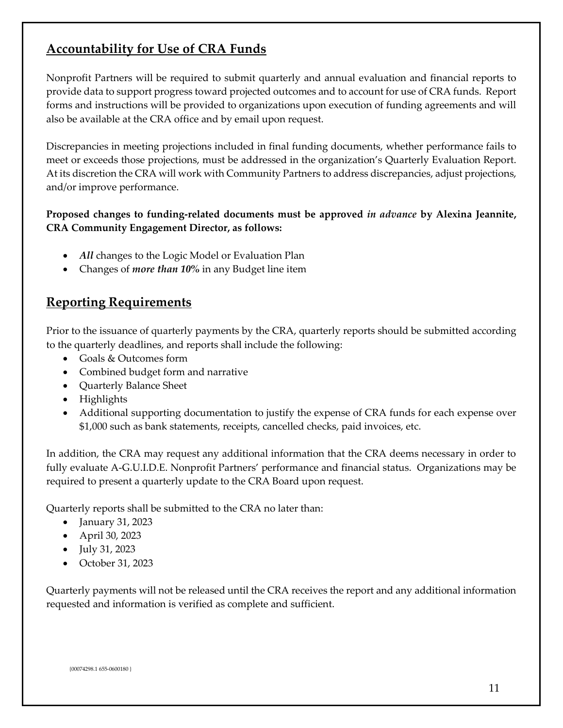## Accountability for Use of CRA Funds

Nonprofit Partners will be required to submit quarterly and annual evaluation and financial reports to provide data to support progress toward projected outcomes and to account for use of CRA funds. Report forms and instructions will be provided to organizations upon execution of funding agreements and will also be available at the CRA office and by email upon request.

Discrepancies in meeting projections included in final funding documents, whether performance fails to meet or exceeds those projections, must be addressed in the organization's Quarterly Evaluation Report. At its discretion the CRA will work with Community Partners to address discrepancies, adjust projections, and/or improve performance.

**Proposed changes to funding-related documents must be approved *in advance* by Alexina Jeannite, CRA Community Engagement Director, as follows:**

- ***All*** changes to the Logic Model or Evaluation Plan
- Changes of ***more than 10%*** in any Budget line item

## Reporting Requirements

Prior to the issuance of quarterly payments by the CRA, quarterly reports should be submitted according to the quarterly deadlines, and reports shall include the following:

- Goals & Outcomes form
- Combined budget form and narrative
- Quarterly Balance Sheet
- Highlights
- Additional supporting documentation to justify the expense of CRA funds for each expense over $1,000 such as bank statements, receipts, cancelled checks, paid invoices, etc.

In addition, the CRA may request any additional information that the CRA deems necessary in order to fully evaluate A-G.U.I.D.E. Nonprofit Partners' performance and financial status. Organizations may be required to present a quarterly update to the CRA Board upon request.

Quarterly reports shall be submitted to the CRA no later than:

- January 31, 2023
- April 30, 2023
- July 31, 2023
- October 31, 2023

Quarterly payments will not be released until the CRA receives the report and any additional information requested and information is verified as complete and sufficient.

{00074298.1 655-0600180 }